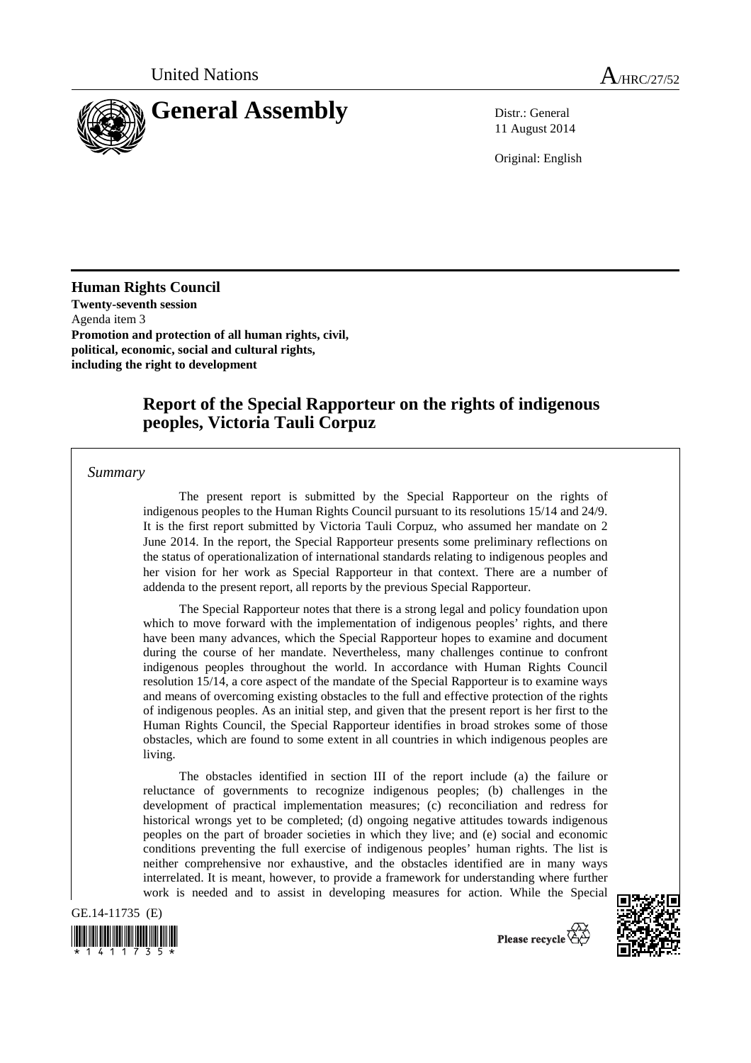United Nations

A/HRC/27/52

# General Assembly

Distr.: General
11 August 2014

Original: English

**Human Rights Council**
**Twenty-seventh session**
Agenda item 3
**Promotion and protection of all human rights, civil, political, economic, social and cultural rights, including the right to development**

## Report of the Special Rapporteur on the rights of indigenous peoples, Victoria Tauli Corpuz

*Summary*

The present report is submitted by the Special Rapporteur on the rights of indigenous peoples to the Human Rights Council pursuant to its resolutions 15/14 and 24/9. It is the first report submitted by Victoria Tauli Corpuz, who assumed her mandate on 2 June 2014. In the report, the Special Rapporteur presents some preliminary reflections on the status of operationalization of international standards relating to indigenous peoples and her vision for her work as Special Rapporteur in that context. There are a number of addenda to the present report, all reports by the previous Special Rapporteur.

The Special Rapporteur notes that there is a strong legal and policy foundation upon which to move forward with the implementation of indigenous peoples' rights, and there have been many advances, which the Special Rapporteur hopes to examine and document during the course of her mandate. Nevertheless, many challenges continue to confront indigenous peoples throughout the world. In accordance with Human Rights Council resolution 15/14, a core aspect of the mandate of the Special Rapporteur is to examine ways and means of overcoming existing obstacles to the full and effective protection of the rights of indigenous peoples. As an initial step, and given that the present report is her first to the Human Rights Council, the Special Rapporteur identifies in broad strokes some of those obstacles, which are found to some extent in all countries in which indigenous peoples are living.

The obstacles identified in section III of the report include (a) the failure or reluctance of governments to recognize indigenous peoples; (b) challenges in the development of practical implementation measures; (c) reconciliation and redress for historical wrongs yet to be completed; (d) ongoing negative attitudes towards indigenous peoples on the part of broader societies in which they live; and (e) social and economic conditions preventing the full exercise of indigenous peoples' human rights. The list is neither comprehensive nor exhaustive, and the obstacles identified are in many ways interrelated. It is meant, however, to provide a framework for understanding where further work is needed and to assist in developing measures for action. While the Special

GE.14-11735 (E)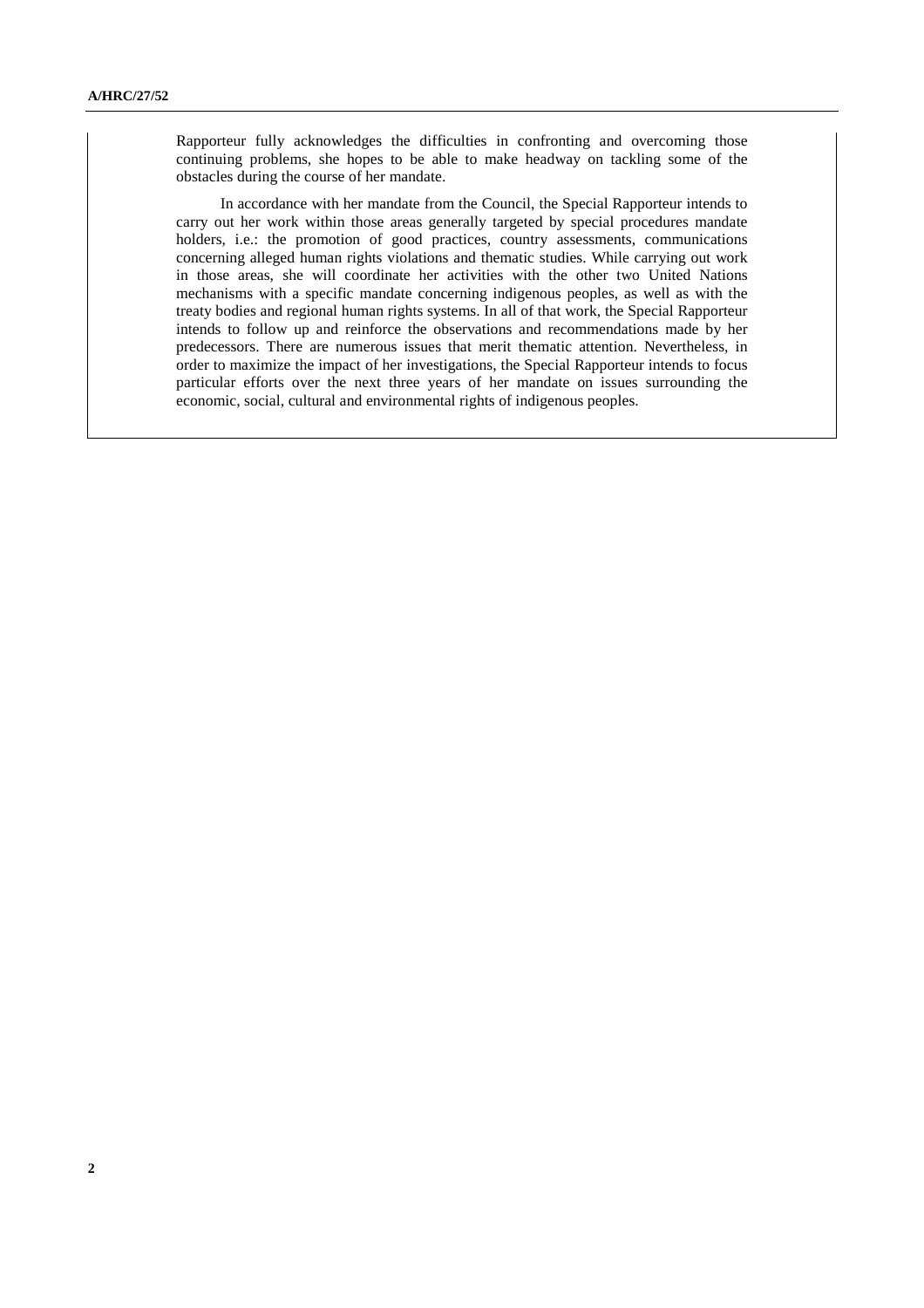Rapporteur fully acknowledges the difficulties in confronting and overcoming those continuing problems, she hopes to be able to make headway on tackling some of the obstacles during the course of her mandate.

In accordance with her mandate from the Council, the Special Rapporteur intends to carry out her work within those areas generally targeted by special procedures mandate holders, i.e.: the promotion of good practices, country assessments, communications concerning alleged human rights violations and thematic studies. While carrying out work in those areas, she will coordinate her activities with the other two United Nations mechanisms with a specific mandate concerning indigenous peoples, as well as with the treaty bodies and regional human rights systems. In all of that work, the Special Rapporteur intends to follow up and reinforce the observations and recommendations made by her predecessors. There are numerous issues that merit thematic attention. Nevertheless, in order to maximize the impact of her investigations, the Special Rapporteur intends to focus particular efforts over the next three years of her mandate on issues surrounding the economic, social, cultural and environmental rights of indigenous peoples.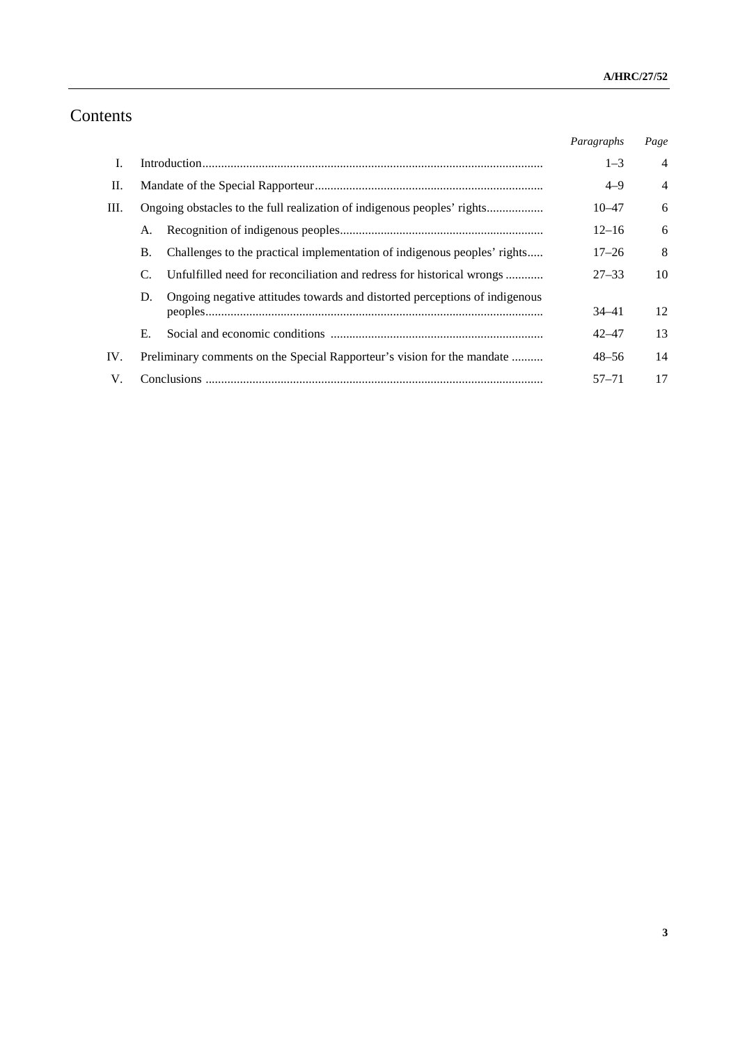# Contents

| | | Paragraphs | Page |
|---|---|---|---|
| I. | Introduction | 1–3 | 4 |
| II. | Mandate of the Special Rapporteur | 4–9 | 4 |
| III. | Ongoing obstacles to the full realization of indigenous peoples' rights | 10–47 | 6 |
| | A. Recognition of indigenous peoples | 12–16 | 6 |
| | B. Challenges to the practical implementation of indigenous peoples' rights | 17–26 | 8 |
| | C. Unfulfilled need for reconciliation and redress for historical wrongs | 27–33 | 10 |
| | D. Ongoing negative attitudes towards and distorted perceptions of indigenous peoples | 34–41 | 12 |
| | E. Social and economic conditions | 42–47 | 13 |
| IV. | Preliminary comments on the Special Rapporteur's vision for the mandate | 48–56 | 14 |
| V. | Conclusions | 57–71 | 17 |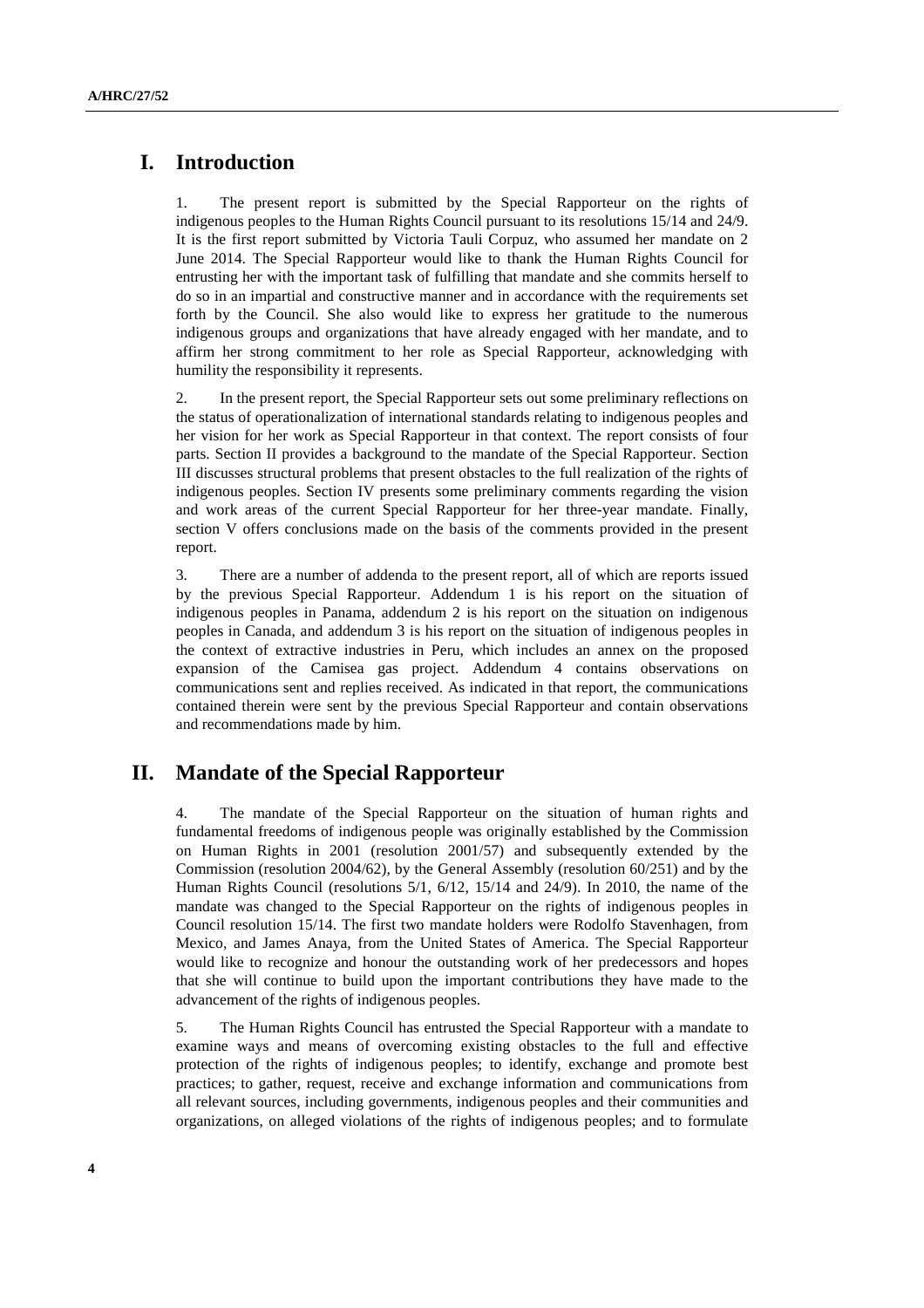# I. Introduction

1. The present report is submitted by the Special Rapporteur on the rights of indigenous peoples to the Human Rights Council pursuant to its resolutions 15/14 and 24/9. It is the first report submitted by Victoria Tauli Corpuz, who assumed her mandate on 2 June 2014. The Special Rapporteur would like to thank the Human Rights Council for entrusting her with the important task of fulfilling that mandate and she commits herself to do so in an impartial and constructive manner and in accordance with the requirements set forth by the Council. She also would like to express her gratitude to the numerous indigenous groups and organizations that have already engaged with her mandate, and to affirm her strong commitment to her role as Special Rapporteur, acknowledging with humility the responsibility it represents.

2. In the present report, the Special Rapporteur sets out some preliminary reflections on the status of operationalization of international standards relating to indigenous peoples and her vision for her work as Special Rapporteur in that context. The report consists of four parts. Section II provides a background to the mandate of the Special Rapporteur. Section III discusses structural problems that present obstacles to the full realization of the rights of indigenous peoples. Section IV presents some preliminary comments regarding the vision and work areas of the current Special Rapporteur for her three-year mandate. Finally, section V offers conclusions made on the basis of the comments provided in the present report.

3. There are a number of addenda to the present report, all of which are reports issued by the previous Special Rapporteur. Addendum 1 is his report on the situation of indigenous peoples in Panama, addendum 2 is his report on the situation on indigenous peoples in Canada, and addendum 3 is his report on the situation of indigenous peoples in the context of extractive industries in Peru, which includes an annex on the proposed expansion of the Camisea gas project. Addendum 4 contains observations on communications sent and replies received. As indicated in that report, the communications contained therein were sent by the previous Special Rapporteur and contain observations and recommendations made by him.

# II. Mandate of the Special Rapporteur

4. The mandate of the Special Rapporteur on the situation of human rights and fundamental freedoms of indigenous people was originally established by the Commission on Human Rights in 2001 (resolution 2001/57) and subsequently extended by the Commission (resolution 2004/62), by the General Assembly (resolution 60/251) and by the Human Rights Council (resolutions 5/1, 6/12, 15/14 and 24/9). In 2010, the name of the mandate was changed to the Special Rapporteur on the rights of indigenous peoples in Council resolution 15/14. The first two mandate holders were Rodolfo Stavenhagen, from Mexico, and James Anaya, from the United States of America. The Special Rapporteur would like to recognize and honour the outstanding work of her predecessors and hopes that she will continue to build upon the important contributions they have made to the advancement of the rights of indigenous peoples.

5. The Human Rights Council has entrusted the Special Rapporteur with a mandate to examine ways and means of overcoming existing obstacles to the full and effective protection of the rights of indigenous peoples; to identify, exchange and promote best practices; to gather, request, receive and exchange information and communications from all relevant sources, including governments, indigenous peoples and their communities and organizations, on alleged violations of the rights of indigenous peoples; and to formulate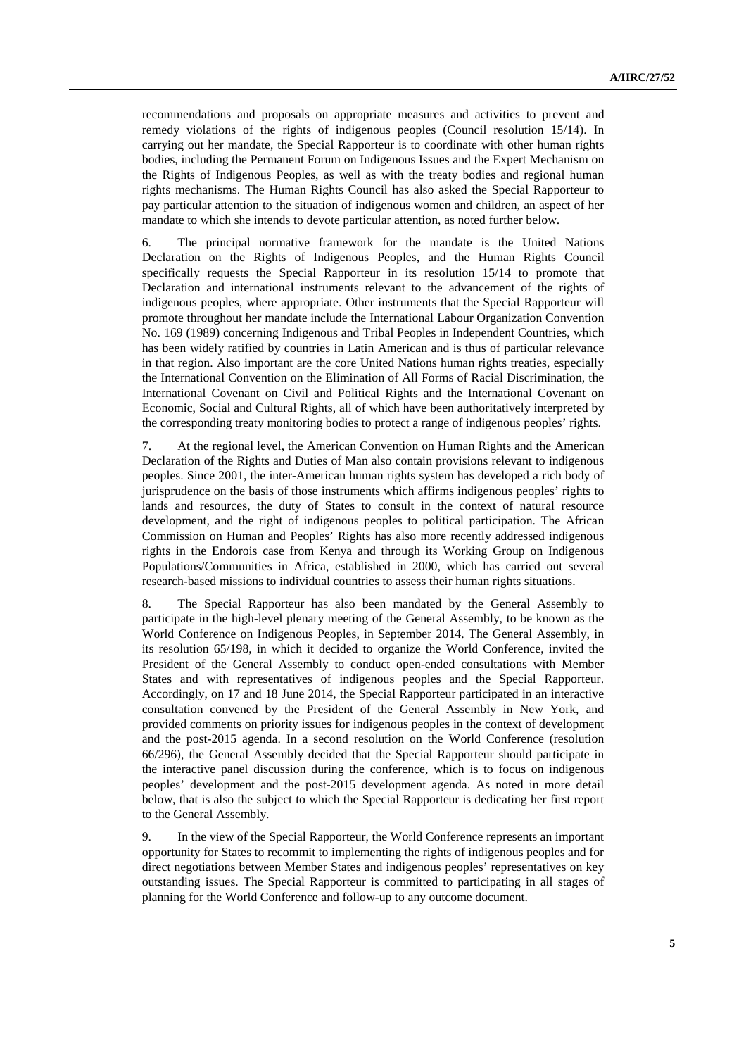recommendations and proposals on appropriate measures and activities to prevent and remedy violations of the rights of indigenous peoples (Council resolution 15/14). In carrying out her mandate, the Special Rapporteur is to coordinate with other human rights bodies, including the Permanent Forum on Indigenous Issues and the Expert Mechanism on the Rights of Indigenous Peoples, as well as with the treaty bodies and regional human rights mechanisms. The Human Rights Council has also asked the Special Rapporteur to pay particular attention to the situation of indigenous women and children, an aspect of her mandate to which she intends to devote particular attention, as noted further below.

6. The principal normative framework for the mandate is the United Nations Declaration on the Rights of Indigenous Peoples, and the Human Rights Council specifically requests the Special Rapporteur in its resolution 15/14 to promote that Declaration and international instruments relevant to the advancement of the rights of indigenous peoples, where appropriate. Other instruments that the Special Rapporteur will promote throughout her mandate include the International Labour Organization Convention No. 169 (1989) concerning Indigenous and Tribal Peoples in Independent Countries, which has been widely ratified by countries in Latin American and is thus of particular relevance in that region. Also important are the core United Nations human rights treaties, especially the International Convention on the Elimination of All Forms of Racial Discrimination, the International Covenant on Civil and Political Rights and the International Covenant on Economic, Social and Cultural Rights, all of which have been authoritatively interpreted by the corresponding treaty monitoring bodies to protect a range of indigenous peoples' rights.

7. At the regional level, the American Convention on Human Rights and the American Declaration of the Rights and Duties of Man also contain provisions relevant to indigenous peoples. Since 2001, the inter-American human rights system has developed a rich body of jurisprudence on the basis of those instruments which affirms indigenous peoples' rights to lands and resources, the duty of States to consult in the context of natural resource development, and the right of indigenous peoples to political participation. The African Commission on Human and Peoples' Rights has also more recently addressed indigenous rights in the Endorois case from Kenya and through its Working Group on Indigenous Populations/Communities in Africa, established in 2000, which has carried out several research-based missions to individual countries to assess their human rights situations.

8. The Special Rapporteur has also been mandated by the General Assembly to participate in the high-level plenary meeting of the General Assembly, to be known as the World Conference on Indigenous Peoples, in September 2014. The General Assembly, in its resolution 65/198, in which it decided to organize the World Conference, invited the President of the General Assembly to conduct open-ended consultations with Member States and with representatives of indigenous peoples and the Special Rapporteur. Accordingly, on 17 and 18 June 2014, the Special Rapporteur participated in an interactive consultation convened by the President of the General Assembly in New York, and provided comments on priority issues for indigenous peoples in the context of development and the post-2015 agenda. In a second resolution on the World Conference (resolution 66/296), the General Assembly decided that the Special Rapporteur should participate in the interactive panel discussion during the conference, which is to focus on indigenous peoples' development and the post-2015 development agenda. As noted in more detail below, that is also the subject to which the Special Rapporteur is dedicating her first report to the General Assembly.

9. In the view of the Special Rapporteur, the World Conference represents an important opportunity for States to recommit to implementing the rights of indigenous peoples and for direct negotiations between Member States and indigenous peoples' representatives on key outstanding issues. The Special Rapporteur is committed to participating in all stages of planning for the World Conference and follow-up to any outcome document.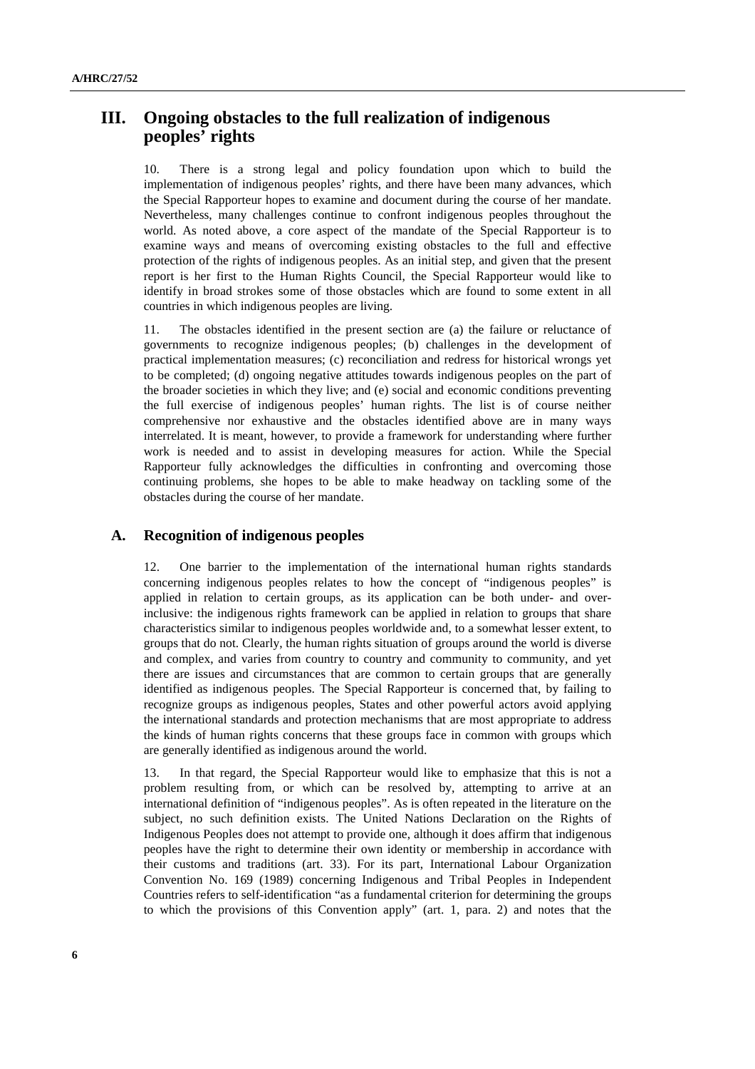## III. Ongoing obstacles to the full realization of indigenous peoples' rights

10. There is a strong legal and policy foundation upon which to build the implementation of indigenous peoples' rights, and there have been many advances, which the Special Rapporteur hopes to examine and document during the course of her mandate. Nevertheless, many challenges continue to confront indigenous peoples throughout the world. As noted above, a core aspect of the mandate of the Special Rapporteur is to examine ways and means of overcoming existing obstacles to the full and effective protection of the rights of indigenous peoples. As an initial step, and given that the present report is her first to the Human Rights Council, the Special Rapporteur would like to identify in broad strokes some of those obstacles which are found to some extent in all countries in which indigenous peoples are living.

11. The obstacles identified in the present section are (a) the failure or reluctance of governments to recognize indigenous peoples; (b) challenges in the development of practical implementation measures; (c) reconciliation and redress for historical wrongs yet to be completed; (d) ongoing negative attitudes towards indigenous peoples on the part of the broader societies in which they live; and (e) social and economic conditions preventing the full exercise of indigenous peoples' human rights. The list is of course neither comprehensive nor exhaustive and the obstacles identified above are in many ways interrelated. It is meant, however, to provide a framework for understanding where further work is needed and to assist in developing measures for action. While the Special Rapporteur fully acknowledges the difficulties in confronting and overcoming those continuing problems, she hopes to be able to make headway on tackling some of the obstacles during the course of her mandate.

### A. Recognition of indigenous peoples

12. One barrier to the implementation of the international human rights standards concerning indigenous peoples relates to how the concept of "indigenous peoples" is applied in relation to certain groups, as its application can be both under- and over-inclusive: the indigenous rights framework can be applied in relation to groups that share characteristics similar to indigenous peoples worldwide and, to a somewhat lesser extent, to groups that do not. Clearly, the human rights situation of groups around the world is diverse and complex, and varies from country to country and community to community, and yet there are issues and circumstances that are common to certain groups that are generally identified as indigenous peoples. The Special Rapporteur is concerned that, by failing to recognize groups as indigenous peoples, States and other powerful actors avoid applying the international standards and protection mechanisms that are most appropriate to address the kinds of human rights concerns that these groups face in common with groups which are generally identified as indigenous around the world.

13. In that regard, the Special Rapporteur would like to emphasize that this is not a problem resulting from, or which can be resolved by, attempting to arrive at an international definition of "indigenous peoples". As is often repeated in the literature on the subject, no such definition exists. The United Nations Declaration on the Rights of Indigenous Peoples does not attempt to provide one, although it does affirm that indigenous peoples have the right to determine their own identity or membership in accordance with their customs and traditions (art. 33). For its part, International Labour Organization Convention No. 169 (1989) concerning Indigenous and Tribal Peoples in Independent Countries refers to self-identification "as a fundamental criterion for determining the groups to which the provisions of this Convention apply" (art. 1, para. 2) and notes that the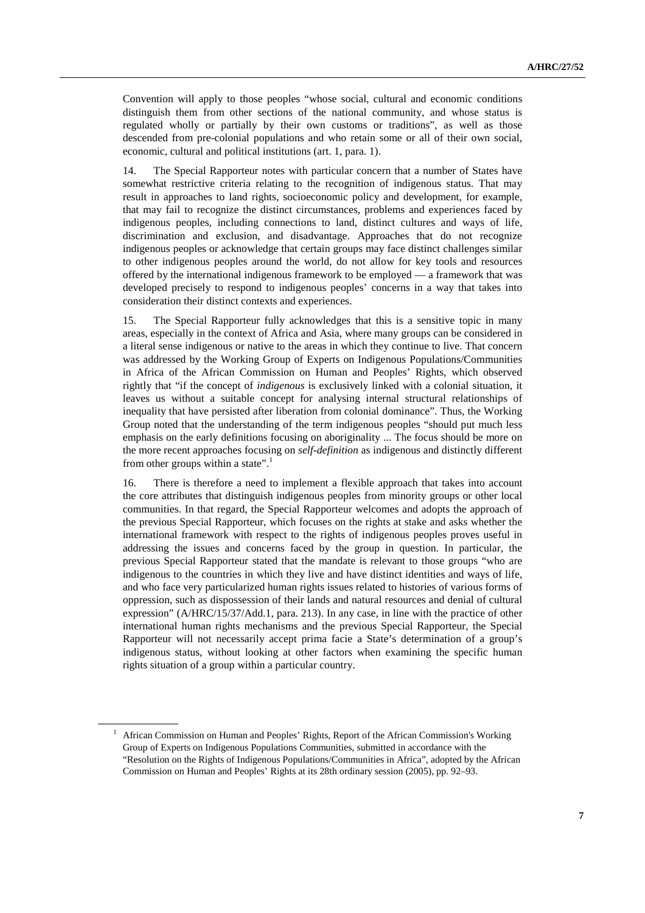Convention will apply to those peoples "whose social, cultural and economic conditions distinguish them from other sections of the national community, and whose status is regulated wholly or partially by their own customs or traditions", as well as those descended from pre-colonial populations and who retain some or all of their own social, economic, cultural and political institutions (art. 1, para. 1).

14. The Special Rapporteur notes with particular concern that a number of States have somewhat restrictive criteria relating to the recognition of indigenous status. That may result in approaches to land rights, socioeconomic policy and development, for example, that may fail to recognize the distinct circumstances, problems and experiences faced by indigenous peoples, including connections to land, distinct cultures and ways of life, discrimination and exclusion, and disadvantage. Approaches that do not recognize indigenous peoples or acknowledge that certain groups may face distinct challenges similar to other indigenous peoples around the world, do not allow for key tools and resources offered by the international indigenous framework to be employed — a framework that was developed precisely to respond to indigenous peoples' concerns in a way that takes into consideration their distinct contexts and experiences.

15. The Special Rapporteur fully acknowledges that this is a sensitive topic in many areas, especially in the context of Africa and Asia, where many groups can be considered in a literal sense indigenous or native to the areas in which they continue to live. That concern was addressed by the Working Group of Experts on Indigenous Populations/Communities in Africa of the African Commission on Human and Peoples' Rights, which observed rightly that "if the concept of *indigenous* is exclusively linked with a colonial situation, it leaves us without a suitable concept for analysing internal structural relationships of inequality that have persisted after liberation from colonial dominance". Thus, the Working Group noted that the understanding of the term indigenous peoples "should put much less emphasis on the early definitions focusing on aboriginality ... The focus should be more on the more recent approaches focusing on *self-definition* as indigenous and distinctly different from other groups within a state".[1]

16. There is therefore a need to implement a flexible approach that takes into account the core attributes that distinguish indigenous peoples from minority groups or other local communities. In that regard, the Special Rapporteur welcomes and adopts the approach of the previous Special Rapporteur, which focuses on the rights at stake and asks whether the international framework with respect to the rights of indigenous peoples proves useful in addressing the issues and concerns faced by the group in question. In particular, the previous Special Rapporteur stated that the mandate is relevant to those groups "who are indigenous to the countries in which they live and have distinct identities and ways of life, and who face very particularized human rights issues related to histories of various forms of oppression, such as dispossession of their lands and natural resources and denial of cultural expression" (A/HRC/15/37/Add.1, para. 213). In any case, in line with the practice of other international human rights mechanisms and the previous Special Rapporteur, the Special Rapporteur will not necessarily accept prima facie a State's determination of a group's indigenous status, without looking at other factors when examining the specific human rights situation of a group within a particular country.

---

[1] African Commission on Human and Peoples' Rights, Report of the African Commission's Working Group of Experts on Indigenous Populations Communities, submitted in accordance with the "Resolution on the Rights of Indigenous Populations/Communities in Africa", adopted by the African Commission on Human and Peoples' Rights at its 28th ordinary session (2005), pp. 92–93.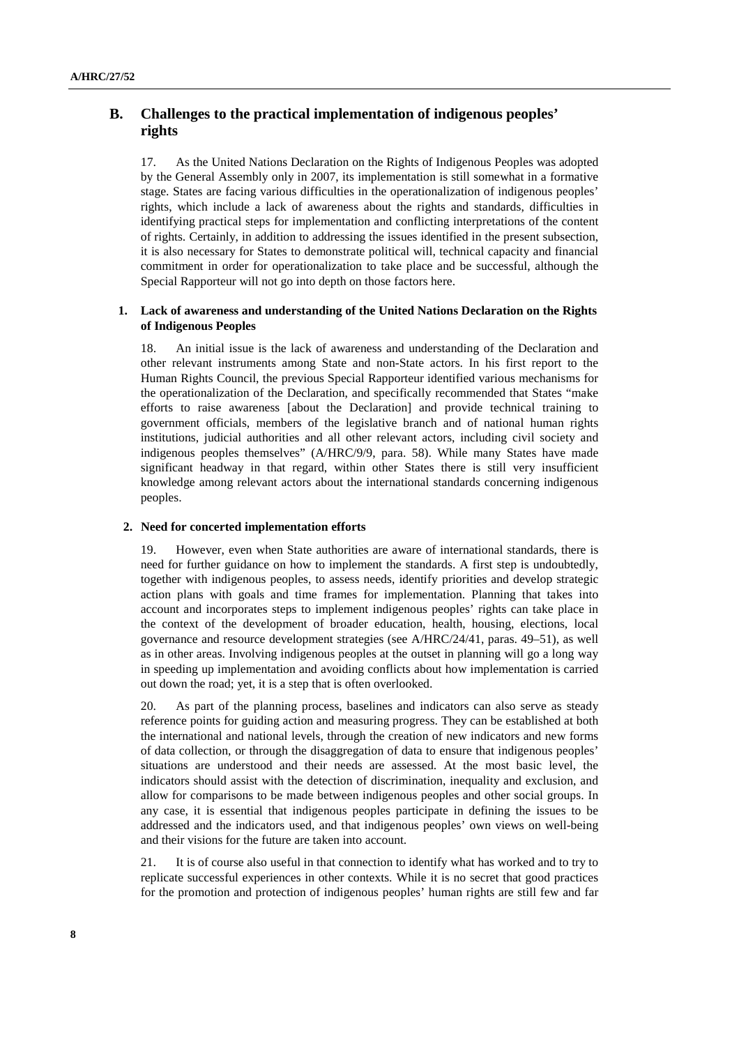## B. Challenges to the practical implementation of indigenous peoples' rights

17. As the United Nations Declaration on the Rights of Indigenous Peoples was adopted by the General Assembly only in 2007, its implementation is still somewhat in a formative stage. States are facing various difficulties in the operationalization of indigenous peoples' rights, which include a lack of awareness about the rights and standards, difficulties in identifying practical steps for implementation and conflicting interpretations of the content of rights. Certainly, in addition to addressing the issues identified in the present subsection, it is also necessary for States to demonstrate political will, technical capacity and financial commitment in order for operationalization to take place and be successful, although the Special Rapporteur will not go into depth on those factors here.

### 1. Lack of awareness and understanding of the United Nations Declaration on the Rights of Indigenous Peoples

18. An initial issue is the lack of awareness and understanding of the Declaration and other relevant instruments among State and non-State actors. In his first report to the Human Rights Council, the previous Special Rapporteur identified various mechanisms for the operationalization of the Declaration, and specifically recommended that States "make efforts to raise awareness [about the Declaration] and provide technical training to government officials, members of the legislative branch and of national human rights institutions, judicial authorities and all other relevant actors, including civil society and indigenous peoples themselves" (A/HRC/9/9, para. 58). While many States have made significant headway in that regard, within other States there is still very insufficient knowledge among relevant actors about the international standards concerning indigenous peoples.

### 2. Need for concerted implementation efforts

19. However, even when State authorities are aware of international standards, there is need for further guidance on how to implement the standards. A first step is undoubtedly, together with indigenous peoples, to assess needs, identify priorities and develop strategic action plans with goals and time frames for implementation. Planning that takes into account and incorporates steps to implement indigenous peoples' rights can take place in the context of the development of broader education, health, housing, elections, local governance and resource development strategies (see A/HRC/24/41, paras. 49–51), as well as in other areas. Involving indigenous peoples at the outset in planning will go a long way in speeding up implementation and avoiding conflicts about how implementation is carried out down the road; yet, it is a step that is often overlooked.

20. As part of the planning process, baselines and indicators can also serve as steady reference points for guiding action and measuring progress. They can be established at both the international and national levels, through the creation of new indicators and new forms of data collection, or through the disaggregation of data to ensure that indigenous peoples' situations are understood and their needs are assessed. At the most basic level, the indicators should assist with the detection of discrimination, inequality and exclusion, and allow for comparisons to be made between indigenous peoples and other social groups. In any case, it is essential that indigenous peoples participate in defining the issues to be addressed and the indicators used, and that indigenous peoples' own views on well-being and their visions for the future are taken into account.

21. It is of course also useful in that connection to identify what has worked and to try to replicate successful experiences in other contexts. While it is no secret that good practices for the promotion and protection of indigenous peoples' human rights are still few and far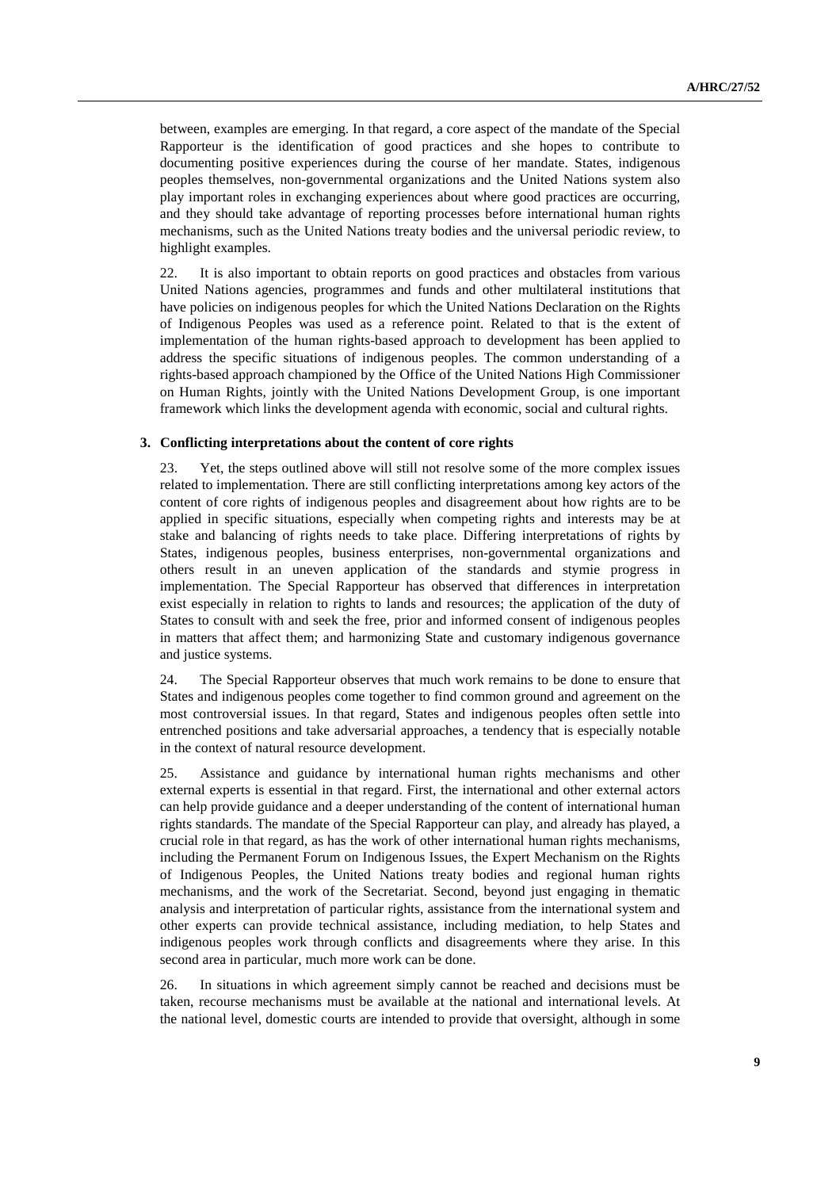between, examples are emerging. In that regard, a core aspect of the mandate of the Special Rapporteur is the identification of good practices and she hopes to contribute to documenting positive experiences during the course of her mandate. States, indigenous peoples themselves, non-governmental organizations and the United Nations system also play important roles in exchanging experiences about where good practices are occurring, and they should take advantage of reporting processes before international human rights mechanisms, such as the United Nations treaty bodies and the universal periodic review, to highlight examples.

22. It is also important to obtain reports on good practices and obstacles from various United Nations agencies, programmes and funds and other multilateral institutions that have policies on indigenous peoples for which the United Nations Declaration on the Rights of Indigenous Peoples was used as a reference point. Related to that is the extent of implementation of the human rights-based approach to development has been applied to address the specific situations of indigenous peoples. The common understanding of a rights-based approach championed by the Office of the United Nations High Commissioner on Human Rights, jointly with the United Nations Development Group, is one important framework which links the development agenda with economic, social and cultural rights.

### 3. Conflicting interpretations about the content of core rights

23. Yet, the steps outlined above will still not resolve some of the more complex issues related to implementation. There are still conflicting interpretations among key actors of the content of core rights of indigenous peoples and disagreement about how rights are to be applied in specific situations, especially when competing rights and interests may be at stake and balancing of rights needs to take place. Differing interpretations of rights by States, indigenous peoples, business enterprises, non-governmental organizations and others result in an uneven application of the standards and stymie progress in implementation. The Special Rapporteur has observed that differences in interpretation exist especially in relation to rights to lands and resources; the application of the duty of States to consult with and seek the free, prior and informed consent of indigenous peoples in matters that affect them; and harmonizing State and customary indigenous governance and justice systems.

24. The Special Rapporteur observes that much work remains to be done to ensure that States and indigenous peoples come together to find common ground and agreement on the most controversial issues. In that regard, States and indigenous peoples often settle into entrenched positions and take adversarial approaches, a tendency that is especially notable in the context of natural resource development.

25. Assistance and guidance by international human rights mechanisms and other external experts is essential in that regard. First, the international and other external actors can help provide guidance and a deeper understanding of the content of international human rights standards. The mandate of the Special Rapporteur can play, and already has played, a crucial role in that regard, as has the work of other international human rights mechanisms, including the Permanent Forum on Indigenous Issues, the Expert Mechanism on the Rights of Indigenous Peoples, the United Nations treaty bodies and regional human rights mechanisms, and the work of the Secretariat. Second, beyond just engaging in thematic analysis and interpretation of particular rights, assistance from the international system and other experts can provide technical assistance, including mediation, to help States and indigenous peoples work through conflicts and disagreements where they arise. In this second area in particular, much more work can be done.

26. In situations in which agreement simply cannot be reached and decisions must be taken, recourse mechanisms must be available at the national and international levels. At the national level, domestic courts are intended to provide that oversight, although in some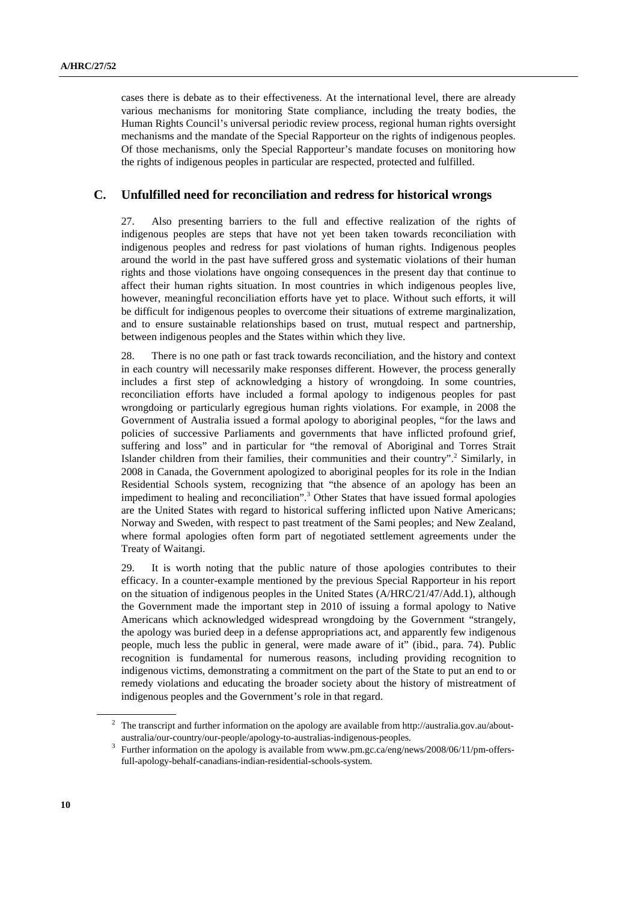cases there is debate as to their effectiveness. At the international level, there are already various mechanisms for monitoring State compliance, including the treaty bodies, the Human Rights Council's universal periodic review process, regional human rights oversight mechanisms and the mandate of the Special Rapporteur on the rights of indigenous peoples. Of those mechanisms, only the Special Rapporteur's mandate focuses on monitoring how the rights of indigenous peoples in particular are respected, protected and fulfilled.

## C. Unfulfilled need for reconciliation and redress for historical wrongs

27. Also presenting barriers to the full and effective realization of the rights of indigenous peoples are steps that have not yet been taken towards reconciliation with indigenous peoples and redress for past violations of human rights. Indigenous peoples around the world in the past have suffered gross and systematic violations of their human rights and those violations have ongoing consequences in the present day that continue to affect their human rights situation. In most countries in which indigenous peoples live, however, meaningful reconciliation efforts have yet to place. Without such efforts, it will be difficult for indigenous peoples to overcome their situations of extreme marginalization, and to ensure sustainable relationships based on trust, mutual respect and partnership, between indigenous peoples and the States within which they live.

28. There is no one path or fast track towards reconciliation, and the history and context in each country will necessarily make responses different. However, the process generally includes a first step of acknowledging a history of wrongdoing. In some countries, reconciliation efforts have included a formal apology to indigenous peoples for past wrongdoing or particularly egregious human rights violations. For example, in 2008 the Government of Australia issued a formal apology to aboriginal peoples, "for the laws and policies of successive Parliaments and governments that have inflicted profound grief, suffering and loss" and in particular for "the removal of Aboriginal and Torres Strait Islander children from their families, their communities and their country".[2] Similarly, in 2008 in Canada, the Government apologized to aboriginal peoples for its role in the Indian Residential Schools system, recognizing that "the absence of an apology has been an impediment to healing and reconciliation".[3] Other States that have issued formal apologies are the United States with regard to historical suffering inflicted upon Native Americans; Norway and Sweden, with respect to past treatment of the Sami peoples; and New Zealand, where formal apologies often form part of negotiated settlement agreements under the Treaty of Waitangi.

29. It is worth noting that the public nature of those apologies contributes to their efficacy. In a counter-example mentioned by the previous Special Rapporteur in his report on the situation of indigenous peoples in the United States (A/HRC/21/47/Add.1), although the Government made the important step in 2010 of issuing a formal apology to Native Americans which acknowledged widespread wrongdoing by the Government "strangely, the apology was buried deep in a defense appropriations act, and apparently few indigenous people, much less the public in general, were made aware of it" (ibid., para. 74). Public recognition is fundamental for numerous reasons, including providing recognition to indigenous victims, demonstrating a commitment on the part of the State to put an end to or remedy violations and educating the broader society about the history of mistreatment of indigenous peoples and the Government's role in that regard.

---

[2] The transcript and further information on the apology are available from http://australia.gov.au/about-australia/our-country/our-people/apology-to-australias-indigenous-peoples.

[3] Further information on the apology is available from www.pm.gc.ca/eng/news/2008/06/11/pm-offers-full-apology-behalf-canadians-indian-residential-schools-system.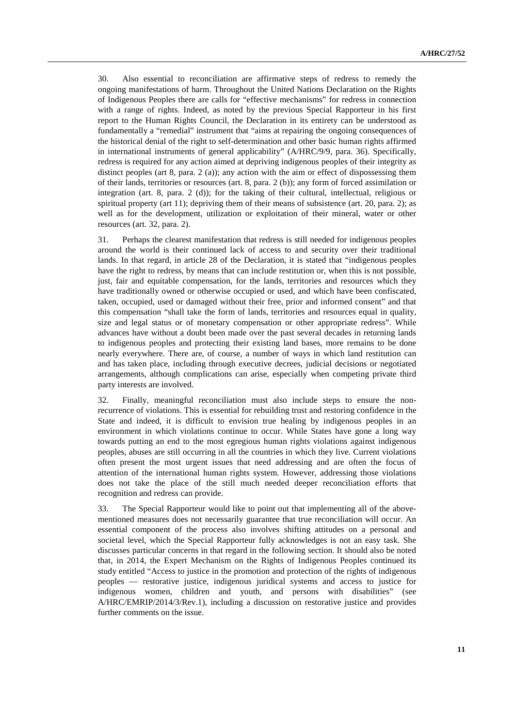30. Also essential to reconciliation are affirmative steps of redress to remedy the ongoing manifestations of harm. Throughout the United Nations Declaration on the Rights of Indigenous Peoples there are calls for "effective mechanisms" for redress in connection with a range of rights. Indeed, as noted by the previous Special Rapporteur in his first report to the Human Rights Council, the Declaration in its entirety can be understood as fundamentally a "remedial" instrument that "aims at repairing the ongoing consequences of the historical denial of the right to self-determination and other basic human rights affirmed in international instruments of general applicability" (A/HRC/9/9, para. 36). Specifically, redress is required for any action aimed at depriving indigenous peoples of their integrity as distinct peoples (art 8, para. 2 (a)); any action with the aim or effect of dispossessing them of their lands, territories or resources (art. 8, para. 2 (b)); any form of forced assimilation or integration (art. 8, para. 2 (d)); for the taking of their cultural, intellectual, religious or spiritual property (art 11); depriving them of their means of subsistence (art. 20, para. 2); as well as for the development, utilization or exploitation of their mineral, water or other resources (art. 32, para. 2).

31. Perhaps the clearest manifestation that redress is still needed for indigenous peoples around the world is their continued lack of access to and security over their traditional lands. In that regard, in article 28 of the Declaration, it is stated that "indigenous peoples have the right to redress, by means that can include restitution or, when this is not possible, just, fair and equitable compensation, for the lands, territories and resources which they have traditionally owned or otherwise occupied or used, and which have been confiscated, taken, occupied, used or damaged without their free, prior and informed consent" and that this compensation "shall take the form of lands, territories and resources equal in quality, size and legal status or of monetary compensation or other appropriate redress". While advances have without a doubt been made over the past several decades in returning lands to indigenous peoples and protecting their existing land bases, more remains to be done nearly everywhere. There are, of course, a number of ways in which land restitution can and has taken place, including through executive decrees, judicial decisions or negotiated arrangements, although complications can arise, especially when competing private third party interests are involved.

32. Finally, meaningful reconciliation must also include steps to ensure the non-recurrence of violations. This is essential for rebuilding trust and restoring confidence in the State and indeed, it is difficult to envision true healing by indigenous peoples in an environment in which violations continue to occur. While States have gone a long way towards putting an end to the most egregious human rights violations against indigenous peoples, abuses are still occurring in all the countries in which they live. Current violations often present the most urgent issues that need addressing and are often the focus of attention of the international human rights system. However, addressing those violations does not take the place of the still much needed deeper reconciliation efforts that recognition and redress can provide.

33. The Special Rapporteur would like to point out that implementing all of the above-mentioned measures does not necessarily guarantee that true reconciliation will occur. An essential component of the process also involves shifting attitudes on a personal and societal level, which the Special Rapporteur fully acknowledges is not an easy task. She discusses particular concerns in that regard in the following section. It should also be noted that, in 2014, the Expert Mechanism on the Rights of Indigenous Peoples continued its study entitled "Access to justice in the promotion and protection of the rights of indigenous peoples — restorative justice, indigenous juridical systems and access to justice for indigenous women, children and youth, and persons with disabilities" (see A/HRC/EMRIP/2014/3/Rev.1), including a discussion on restorative justice and provides further comments on the issue.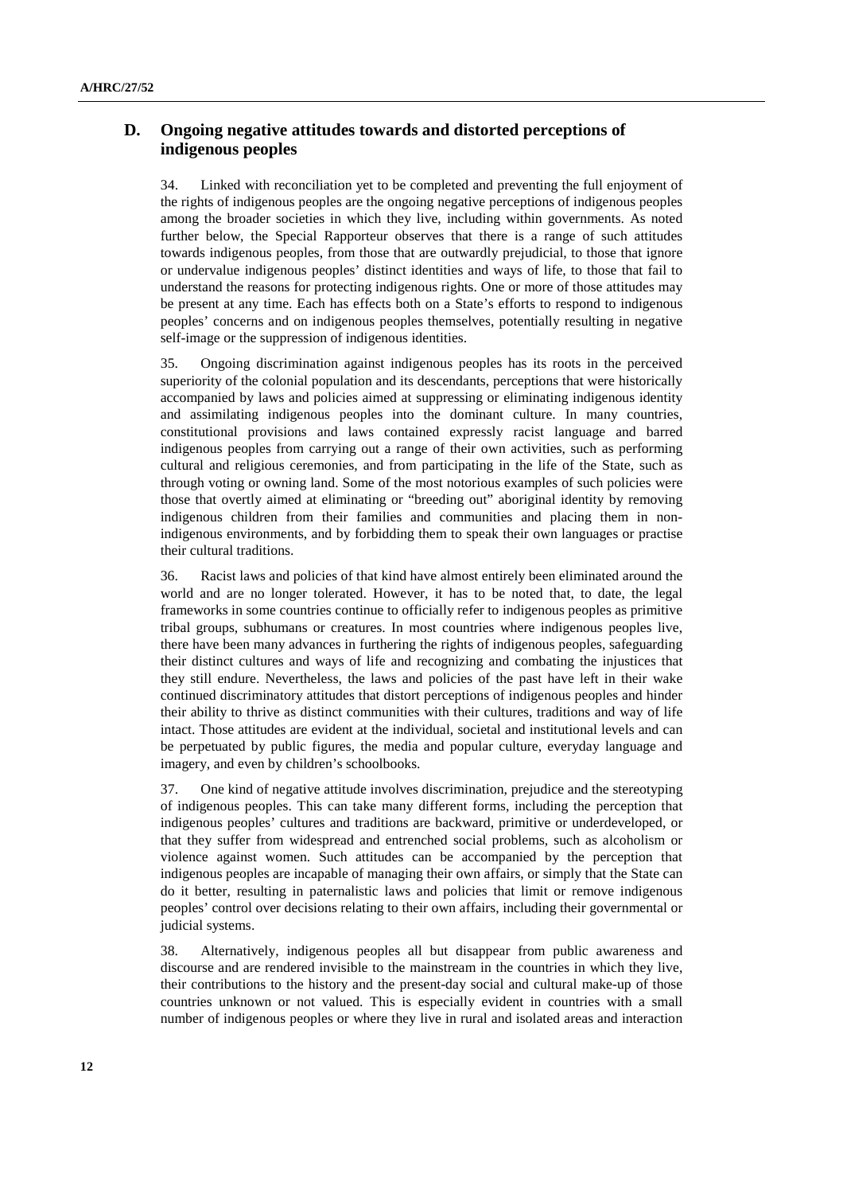## D. Ongoing negative attitudes towards and distorted perceptions of indigenous peoples

34. Linked with reconciliation yet to be completed and preventing the full enjoyment of the rights of indigenous peoples are the ongoing negative perceptions of indigenous peoples among the broader societies in which they live, including within governments. As noted further below, the Special Rapporteur observes that there is a range of such attitudes towards indigenous peoples, from those that are outwardly prejudicial, to those that ignore or undervalue indigenous peoples' distinct identities and ways of life, to those that fail to understand the reasons for protecting indigenous rights. One or more of those attitudes may be present at any time. Each has effects both on a State's efforts to respond to indigenous peoples' concerns and on indigenous peoples themselves, potentially resulting in negative self-image or the suppression of indigenous identities.

35. Ongoing discrimination against indigenous peoples has its roots in the perceived superiority of the colonial population and its descendants, perceptions that were historically accompanied by laws and policies aimed at suppressing or eliminating indigenous identity and assimilating indigenous peoples into the dominant culture. In many countries, constitutional provisions and laws contained expressly racist language and barred indigenous peoples from carrying out a range of their own activities, such as performing cultural and religious ceremonies, and from participating in the life of the State, such as through voting or owning land. Some of the most notorious examples of such policies were those that overtly aimed at eliminating or "breeding out" aboriginal identity by removing indigenous children from their families and communities and placing them in non-indigenous environments, and by forbidding them to speak their own languages or practise their cultural traditions.

36. Racist laws and policies of that kind have almost entirely been eliminated around the world and are no longer tolerated. However, it has to be noted that, to date, the legal frameworks in some countries continue to officially refer to indigenous peoples as primitive tribal groups, subhumans or creatures. In most countries where indigenous peoples live, there have been many advances in furthering the rights of indigenous peoples, safeguarding their distinct cultures and ways of life and recognizing and combating the injustices that they still endure. Nevertheless, the laws and policies of the past have left in their wake continued discriminatory attitudes that distort perceptions of indigenous peoples and hinder their ability to thrive as distinct communities with their cultures, traditions and way of life intact. Those attitudes are evident at the individual, societal and institutional levels and can be perpetuated by public figures, the media and popular culture, everyday language and imagery, and even by children's schoolbooks.

37. One kind of negative attitude involves discrimination, prejudice and the stereotyping of indigenous peoples. This can take many different forms, including the perception that indigenous peoples' cultures and traditions are backward, primitive or underdeveloped, or that they suffer from widespread and entrenched social problems, such as alcoholism or violence against women. Such attitudes can be accompanied by the perception that indigenous peoples are incapable of managing their own affairs, or simply that the State can do it better, resulting in paternalistic laws and policies that limit or remove indigenous peoples' control over decisions relating to their own affairs, including their governmental or judicial systems.

38. Alternatively, indigenous peoples all but disappear from public awareness and discourse and are rendered invisible to the mainstream in the countries in which they live, their contributions to the history and the present-day social and cultural make-up of those countries unknown or not valued. This is especially evident in countries with a small number of indigenous peoples or where they live in rural and isolated areas and interaction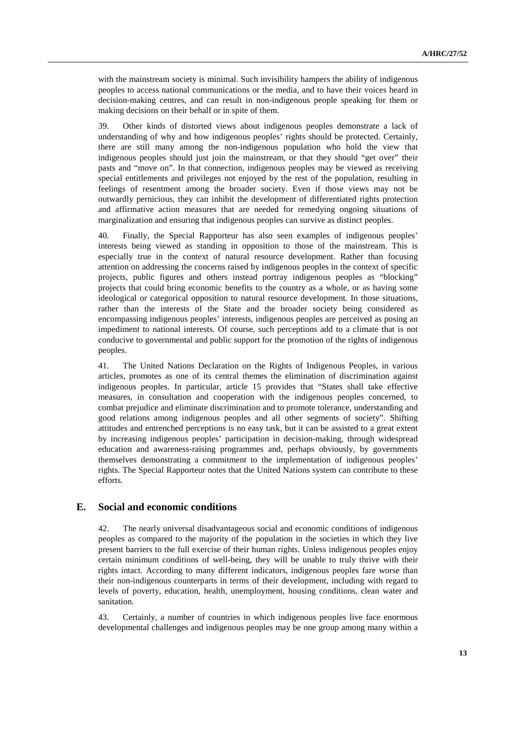with the mainstream society is minimal. Such invisibility hampers the ability of indigenous peoples to access national communications or the media, and to have their voices heard in decision-making centres, and can result in non-indigenous people speaking for them or making decisions on their behalf or in spite of them.

39. Other kinds of distorted views about indigenous peoples demonstrate a lack of understanding of why and how indigenous peoples' rights should be protected. Certainly, there are still many among the non-indigenous population who hold the view that indigenous peoples should just join the mainstream, or that they should "get over" their pasts and "move on". In that connection, indigenous peoples may be viewed as receiving special entitlements and privileges not enjoyed by the rest of the population, resulting in feelings of resentment among the broader society. Even if those views may not be outwardly pernicious, they can inhibit the development of differentiated rights protection and affirmative action measures that are needed for remedying ongoing situations of marginalization and ensuring that indigenous peoples can survive as distinct peoples.

40. Finally, the Special Rapporteur has also seen examples of indigenous peoples' interests being viewed as standing in opposition to those of the mainstream. This is especially true in the context of natural resource development. Rather than focusing attention on addressing the concerns raised by indigenous peoples in the context of specific projects, public figures and others instead portray indigenous peoples as "blocking" projects that could bring economic benefits to the country as a whole, or as having some ideological or categorical opposition to natural resource development. In those situations, rather than the interests of the State and the broader society being considered as encompassing indigenous peoples' interests, indigenous peoples are perceived as posing an impediment to national interests. Of course, such perceptions add to a climate that is not conducive to governmental and public support for the promotion of the rights of indigenous peoples.

41. The United Nations Declaration on the Rights of Indigenous Peoples, in various articles, promotes as one of its central themes the elimination of discrimination against indigenous peoples. In particular, article 15 provides that "States shall take effective measures, in consultation and cooperation with the indigenous peoples concerned, to combat prejudice and eliminate discrimination and to promote tolerance, understanding and good relations among indigenous peoples and all other segments of society". Shifting attitudes and entrenched perceptions is no easy task, but it can be assisted to a great extent by increasing indigenous peoples' participation in decision-making, through widespread education and awareness-raising programmes and, perhaps obviously, by governments themselves demonstrating a commitment to the implementation of indigenous peoples' rights. The Special Rapporteur notes that the United Nations system can contribute to these efforts.

## E. Social and economic conditions

42. The nearly universal disadvantageous social and economic conditions of indigenous peoples as compared to the majority of the population in the societies in which they live present barriers to the full exercise of their human rights. Unless indigenous peoples enjoy certain minimum conditions of well-being, they will be unable to truly thrive with their rights intact. According to many different indicators, indigenous peoples fare worse than their non-indigenous counterparts in terms of their development, including with regard to levels of poverty, education, health, unemployment, housing conditions, clean water and sanitation.

43. Certainly, a number of countries in which indigenous peoples live face enormous developmental challenges and indigenous peoples may be one group among many within a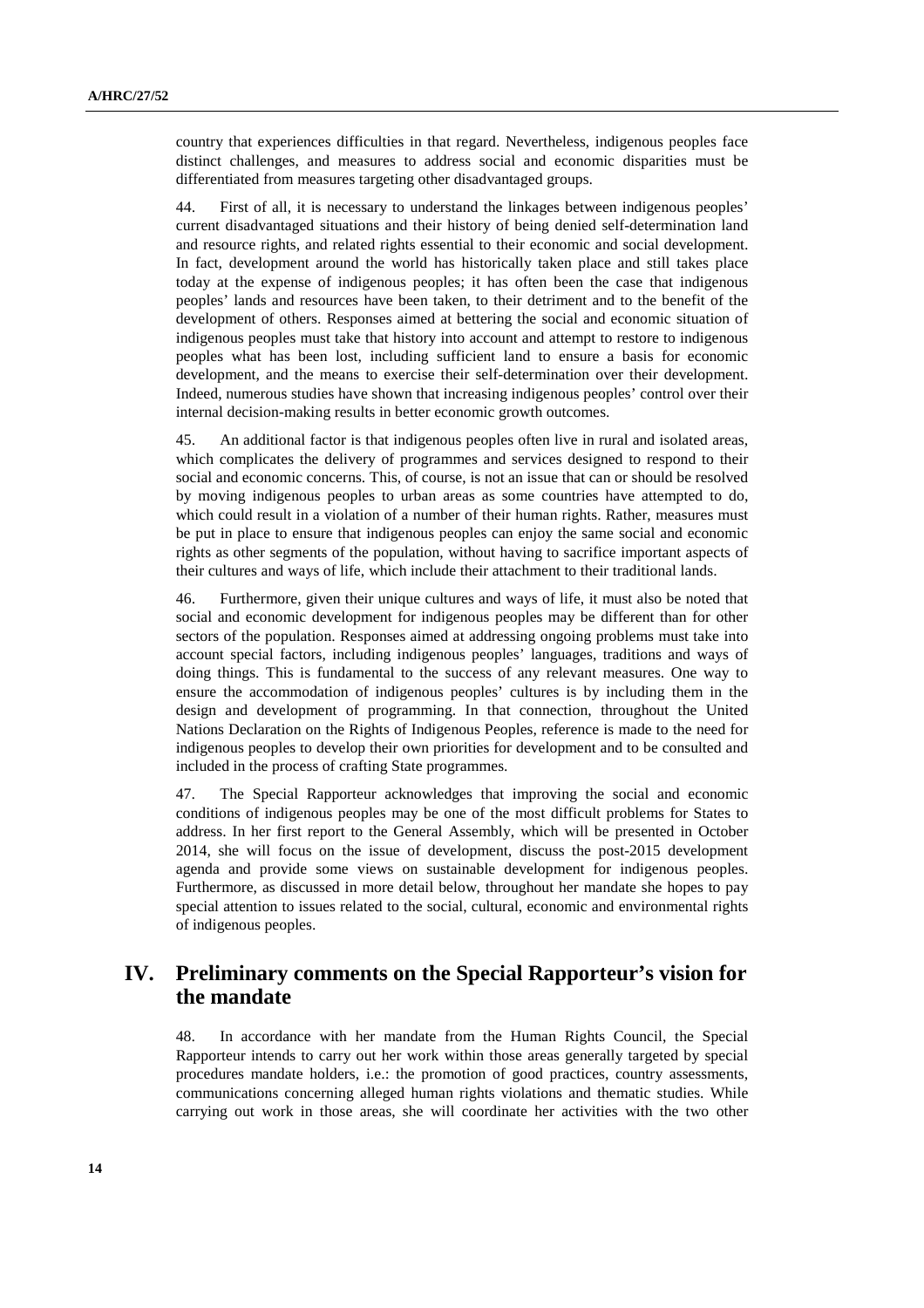country that experiences difficulties in that regard. Nevertheless, indigenous peoples face distinct challenges, and measures to address social and economic disparities must be differentiated from measures targeting other disadvantaged groups.

44. First of all, it is necessary to understand the linkages between indigenous peoples' current disadvantaged situations and their history of being denied self-determination land and resource rights, and related rights essential to their economic and social development. In fact, development around the world has historically taken place and still takes place today at the expense of indigenous peoples; it has often been the case that indigenous peoples' lands and resources have been taken, to their detriment and to the benefit of the development of others. Responses aimed at bettering the social and economic situation of indigenous peoples must take that history into account and attempt to restore to indigenous peoples what has been lost, including sufficient land to ensure a basis for economic development, and the means to exercise their self-determination over their development. Indeed, numerous studies have shown that increasing indigenous peoples' control over their internal decision-making results in better economic growth outcomes.

45. An additional factor is that indigenous peoples often live in rural and isolated areas, which complicates the delivery of programmes and services designed to respond to their social and economic concerns. This, of course, is not an issue that can or should be resolved by moving indigenous peoples to urban areas as some countries have attempted to do, which could result in a violation of a number of their human rights. Rather, measures must be put in place to ensure that indigenous peoples can enjoy the same social and economic rights as other segments of the population, without having to sacrifice important aspects of their cultures and ways of life, which include their attachment to their traditional lands.

46. Furthermore, given their unique cultures and ways of life, it must also be noted that social and economic development for indigenous peoples may be different than for other sectors of the population. Responses aimed at addressing ongoing problems must take into account special factors, including indigenous peoples' languages, traditions and ways of doing things. This is fundamental to the success of any relevant measures. One way to ensure the accommodation of indigenous peoples' cultures is by including them in the design and development of programming. In that connection, throughout the United Nations Declaration on the Rights of Indigenous Peoples, reference is made to the need for indigenous peoples to develop their own priorities for development and to be consulted and included in the process of crafting State programmes.

47. The Special Rapporteur acknowledges that improving the social and economic conditions of indigenous peoples may be one of the most difficult problems for States to address. In her first report to the General Assembly, which will be presented in October 2014, she will focus on the issue of development, discuss the post-2015 development agenda and provide some views on sustainable development for indigenous peoples. Furthermore, as discussed in more detail below, throughout her mandate she hopes to pay special attention to issues related to the social, cultural, economic and environmental rights of indigenous peoples.

## IV. Preliminary comments on the Special Rapporteur's vision for the mandate

48. In accordance with her mandate from the Human Rights Council, the Special Rapporteur intends to carry out her work within those areas generally targeted by special procedures mandate holders, i.e.: the promotion of good practices, country assessments, communications concerning alleged human rights violations and thematic studies. While carrying out work in those areas, she will coordinate her activities with the two other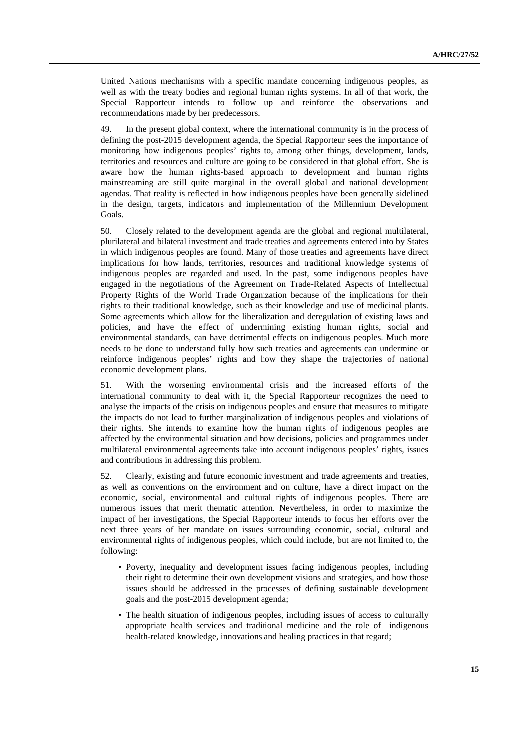United Nations mechanisms with a specific mandate concerning indigenous peoples, as well as with the treaty bodies and regional human rights systems. In all of that work, the Special Rapporteur intends to follow up and reinforce the observations and recommendations made by her predecessors.

49. In the present global context, where the international community is in the process of defining the post-2015 development agenda, the Special Rapporteur sees the importance of monitoring how indigenous peoples' rights to, among other things, development, lands, territories and resources and culture are going to be considered in that global effort. She is aware how the human rights-based approach to development and human rights mainstreaming are still quite marginal in the overall global and national development agendas. That reality is reflected in how indigenous peoples have been generally sidelined in the design, targets, indicators and implementation of the Millennium Development Goals.

50. Closely related to the development agenda are the global and regional multilateral, plurilateral and bilateral investment and trade treaties and agreements entered into by States in which indigenous peoples are found. Many of those treaties and agreements have direct implications for how lands, territories, resources and traditional knowledge systems of indigenous peoples are regarded and used. In the past, some indigenous peoples have engaged in the negotiations of the Agreement on Trade-Related Aspects of Intellectual Property Rights of the World Trade Organization because of the implications for their rights to their traditional knowledge, such as their knowledge and use of medicinal plants. Some agreements which allow for the liberalization and deregulation of existing laws and policies, and have the effect of undermining existing human rights, social and environmental standards, can have detrimental effects on indigenous peoples. Much more needs to be done to understand fully how such treaties and agreements can undermine or reinforce indigenous peoples' rights and how they shape the trajectories of national economic development plans.

51. With the worsening environmental crisis and the increased efforts of the international community to deal with it, the Special Rapporteur recognizes the need to analyse the impacts of the crisis on indigenous peoples and ensure that measures to mitigate the impacts do not lead to further marginalization of indigenous peoples and violations of their rights. She intends to examine how the human rights of indigenous peoples are affected by the environmental situation and how decisions, policies and programmes under multilateral environmental agreements take into account indigenous peoples' rights, issues and contributions in addressing this problem.

52. Clearly, existing and future economic investment and trade agreements and treaties, as well as conventions on the environment and on culture, have a direct impact on the economic, social, environmental and cultural rights of indigenous peoples. There are numerous issues that merit thematic attention. Nevertheless, in order to maximize the impact of her investigations, the Special Rapporteur intends to focus her efforts over the next three years of her mandate on issues surrounding economic, social, cultural and environmental rights of indigenous peoples, which could include, but are not limited to, the following:

- Poverty, inequality and development issues facing indigenous peoples, including their right to determine their own development visions and strategies, and how those issues should be addressed in the processes of defining sustainable development goals and the post-2015 development agenda;
- The health situation of indigenous peoples, including issues of access to culturally appropriate health services and traditional medicine and the role of indigenous health-related knowledge, innovations and healing practices in that regard;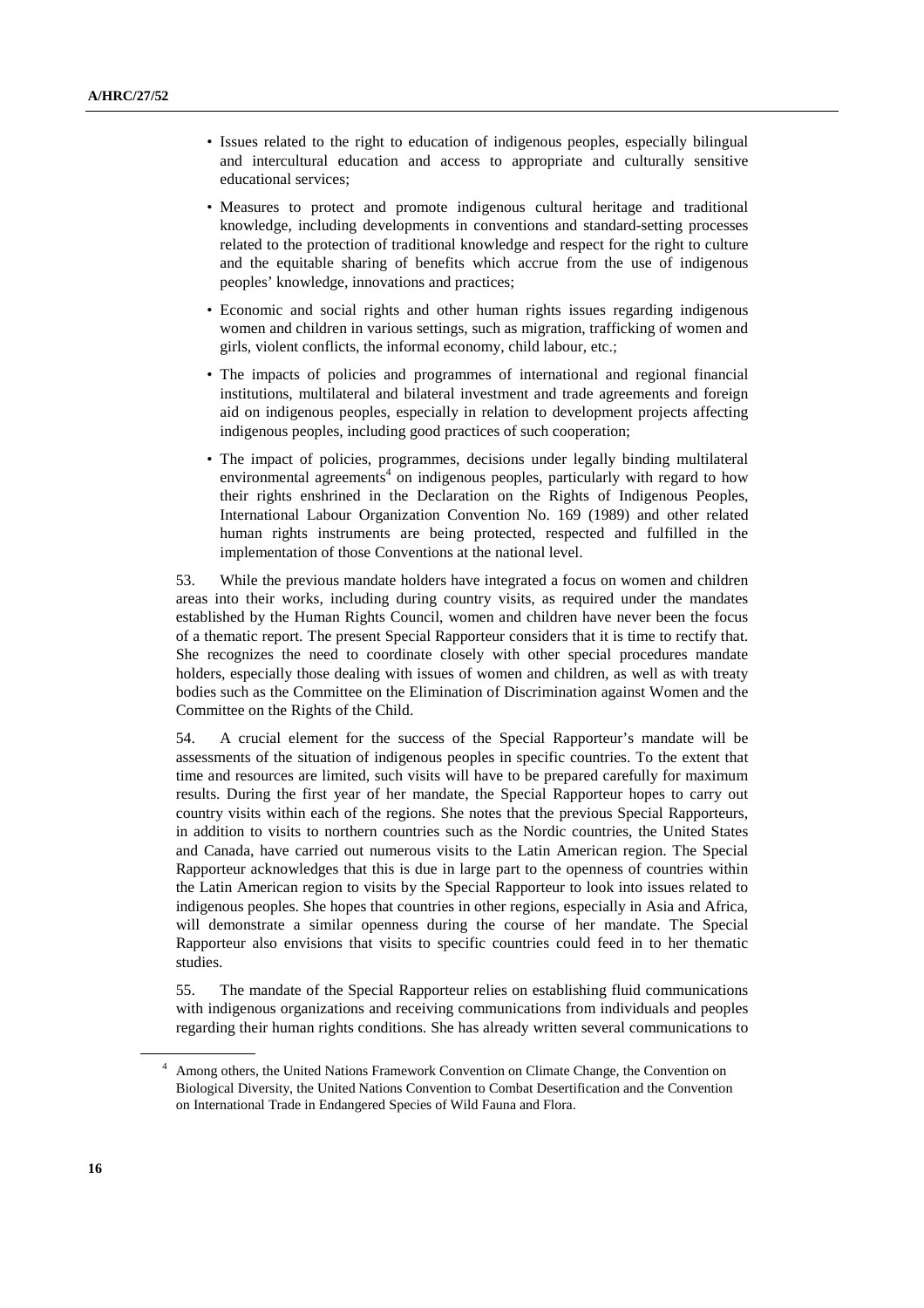- Issues related to the right to education of indigenous peoples, especially bilingual and intercultural education and access to appropriate and culturally sensitive educational services;
- Measures to protect and promote indigenous cultural heritage and traditional knowledge, including developments in conventions and standard-setting processes related to the protection of traditional knowledge and respect for the right to culture and the equitable sharing of benefits which accrue from the use of indigenous peoples' knowledge, innovations and practices;
- Economic and social rights and other human rights issues regarding indigenous women and children in various settings, such as migration, trafficking of women and girls, violent conflicts, the informal economy, child labour, etc.;
- The impacts of policies and programmes of international and regional financial institutions, multilateral and bilateral investment and trade agreements and foreign aid on indigenous peoples, especially in relation to development projects affecting indigenous peoples, including good practices of such cooperation;
- The impact of policies, programmes, decisions under legally binding multilateral environmental agreements[4] on indigenous peoples, particularly with regard to how their rights enshrined in the Declaration on the Rights of Indigenous Peoples, International Labour Organization Convention No. 169 (1989) and other related human rights instruments are being protected, respected and fulfilled in the implementation of those Conventions at the national level.

53. While the previous mandate holders have integrated a focus on women and children areas into their works, including during country visits, as required under the mandates established by the Human Rights Council, women and children have never been the focus of a thematic report. The present Special Rapporteur considers that it is time to rectify that. She recognizes the need to coordinate closely with other special procedures mandate holders, especially those dealing with issues of women and children, as well as with treaty bodies such as the Committee on the Elimination of Discrimination against Women and the Committee on the Rights of the Child.

54. A crucial element for the success of the Special Rapporteur's mandate will be assessments of the situation of indigenous peoples in specific countries. To the extent that time and resources are limited, such visits will have to be prepared carefully for maximum results. During the first year of her mandate, the Special Rapporteur hopes to carry out country visits within each of the regions. She notes that the previous Special Rapporteurs, in addition to visits to northern countries such as the Nordic countries, the United States and Canada, have carried out numerous visits to the Latin American region. The Special Rapporteur acknowledges that this is due in large part to the openness of countries within the Latin American region to visits by the Special Rapporteur to look into issues related to indigenous peoples. She hopes that countries in other regions, especially in Asia and Africa, will demonstrate a similar openness during the course of her mandate. The Special Rapporteur also envisions that visits to specific countries could feed in to her thematic studies.

55. The mandate of the Special Rapporteur relies on establishing fluid communications with indigenous organizations and receiving communications from individuals and peoples regarding their human rights conditions. She has already written several communications to

[4] Among others, the United Nations Framework Convention on Climate Change, the Convention on Biological Diversity, the United Nations Convention to Combat Desertification and the Convention on International Trade in Endangered Species of Wild Fauna and Flora.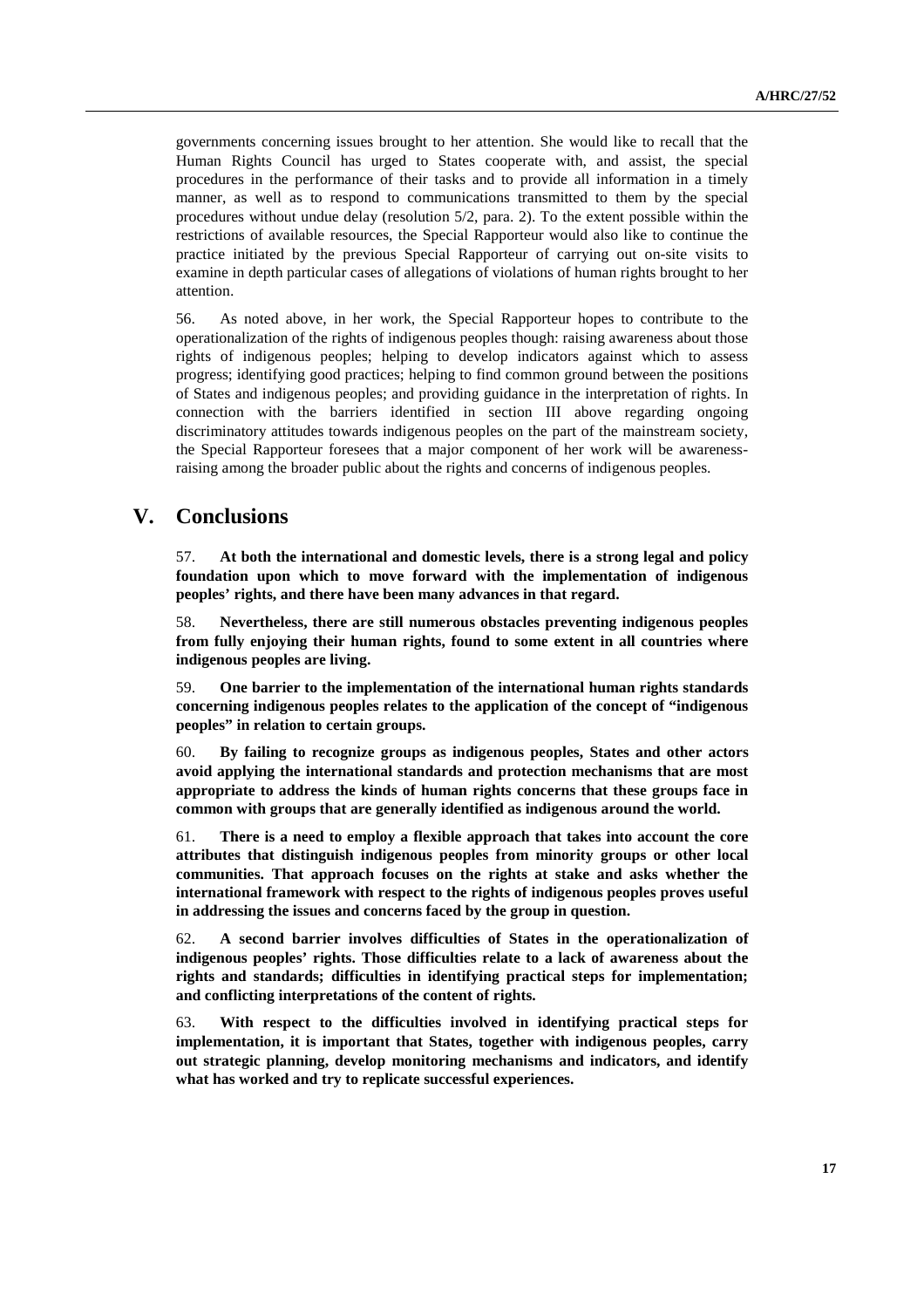governments concerning issues brought to her attention. She would like to recall that the Human Rights Council has urged to States cooperate with, and assist, the special procedures in the performance of their tasks and to provide all information in a timely manner, as well as to respond to communications transmitted to them by the special procedures without undue delay (resolution 5/2, para. 2). To the extent possible within the restrictions of available resources, the Special Rapporteur would also like to continue the practice initiated by the previous Special Rapporteur of carrying out on-site visits to examine in depth particular cases of allegations of violations of human rights brought to her attention.

56. As noted above, in her work, the Special Rapporteur hopes to contribute to the operationalization of the rights of indigenous peoples though: raising awareness about those rights of indigenous peoples; helping to develop indicators against which to assess progress; identifying good practices; helping to find common ground between the positions of States and indigenous peoples; and providing guidance in the interpretation of rights. In connection with the barriers identified in section III above regarding ongoing discriminatory attitudes towards indigenous peoples on the part of the mainstream society, the Special Rapporteur foresees that a major component of her work will be awareness-raising among the broader public about the rights and concerns of indigenous peoples.

# V. Conclusions

57. **At both the international and domestic levels, there is a strong legal and policy foundation upon which to move forward with the implementation of indigenous peoples' rights, and there have been many advances in that regard.**

58. **Nevertheless, there are still numerous obstacles preventing indigenous peoples from fully enjoying their human rights, found to some extent in all countries where indigenous peoples are living.**

59. **One barrier to the implementation of the international human rights standards concerning indigenous peoples relates to the application of the concept of "indigenous peoples" in relation to certain groups.**

60. **By failing to recognize groups as indigenous peoples, States and other actors avoid applying the international standards and protection mechanisms that are most appropriate to address the kinds of human rights concerns that these groups face in common with groups that are generally identified as indigenous around the world.**

61. **There is a need to employ a flexible approach that takes into account the core attributes that distinguish indigenous peoples from minority groups or other local communities. That approach focuses on the rights at stake and asks whether the international framework with respect to the rights of indigenous peoples proves useful in addressing the issues and concerns faced by the group in question.**

62. **A second barrier involves difficulties of States in the operationalization of indigenous peoples' rights. Those difficulties relate to a lack of awareness about the rights and standards; difficulties in identifying practical steps for implementation; and conflicting interpretations of the content of rights.**

63. **With respect to the difficulties involved in identifying practical steps for implementation, it is important that States, together with indigenous peoples, carry out strategic planning, develop monitoring mechanisms and indicators, and identify what has worked and try to replicate successful experiences.**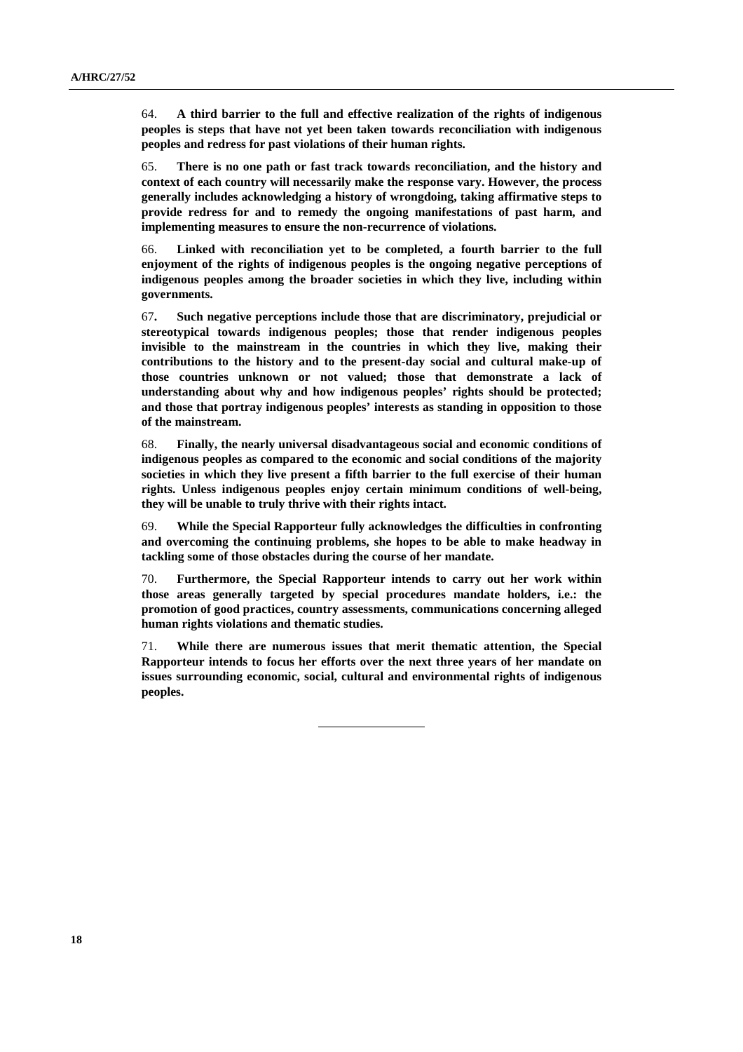64. **A third barrier to the full and effective realization of the rights of indigenous peoples is steps that have not yet been taken towards reconciliation with indigenous peoples and redress for past violations of their human rights.**

65. **There is no one path or fast track towards reconciliation, and the history and context of each country will necessarily make the response vary. However, the process generally includes acknowledging a history of wrongdoing, taking affirmative steps to provide redress for and to remedy the ongoing manifestations of past harm, and implementing measures to ensure the non-recurrence of violations.**

66. **Linked with reconciliation yet to be completed, a fourth barrier to the full enjoyment of the rights of indigenous peoples is the ongoing negative perceptions of indigenous peoples among the broader societies in which they live, including within governments.**

67. **Such negative perceptions include those that are discriminatory, prejudicial or stereotypical towards indigenous peoples; those that render indigenous peoples invisible to the mainstream in the countries in which they live, making their contributions to the history and to the present-day social and cultural make-up of those countries unknown or not valued; those that demonstrate a lack of understanding about why and how indigenous peoples' rights should be protected; and those that portray indigenous peoples' interests as standing in opposition to those of the mainstream.**

68. **Finally, the nearly universal disadvantageous social and economic conditions of indigenous peoples as compared to the economic and social conditions of the majority societies in which they live present a fifth barrier to the full exercise of their human rights. Unless indigenous peoples enjoy certain minimum conditions of well-being, they will be unable to truly thrive with their rights intact.**

69. **While the Special Rapporteur fully acknowledges the difficulties in confronting and overcoming the continuing problems, she hopes to be able to make headway in tackling some of those obstacles during the course of her mandate.**

70. **Furthermore, the Special Rapporteur intends to carry out her work within those areas generally targeted by special procedures mandate holders, i.e.: the promotion of good practices, country assessments, communications concerning alleged human rights violations and thematic studies.**

71. **While there are numerous issues that merit thematic attention, the Special Rapporteur intends to focus her efforts over the next three years of her mandate on issues surrounding economic, social, cultural and environmental rights of indigenous peoples.**